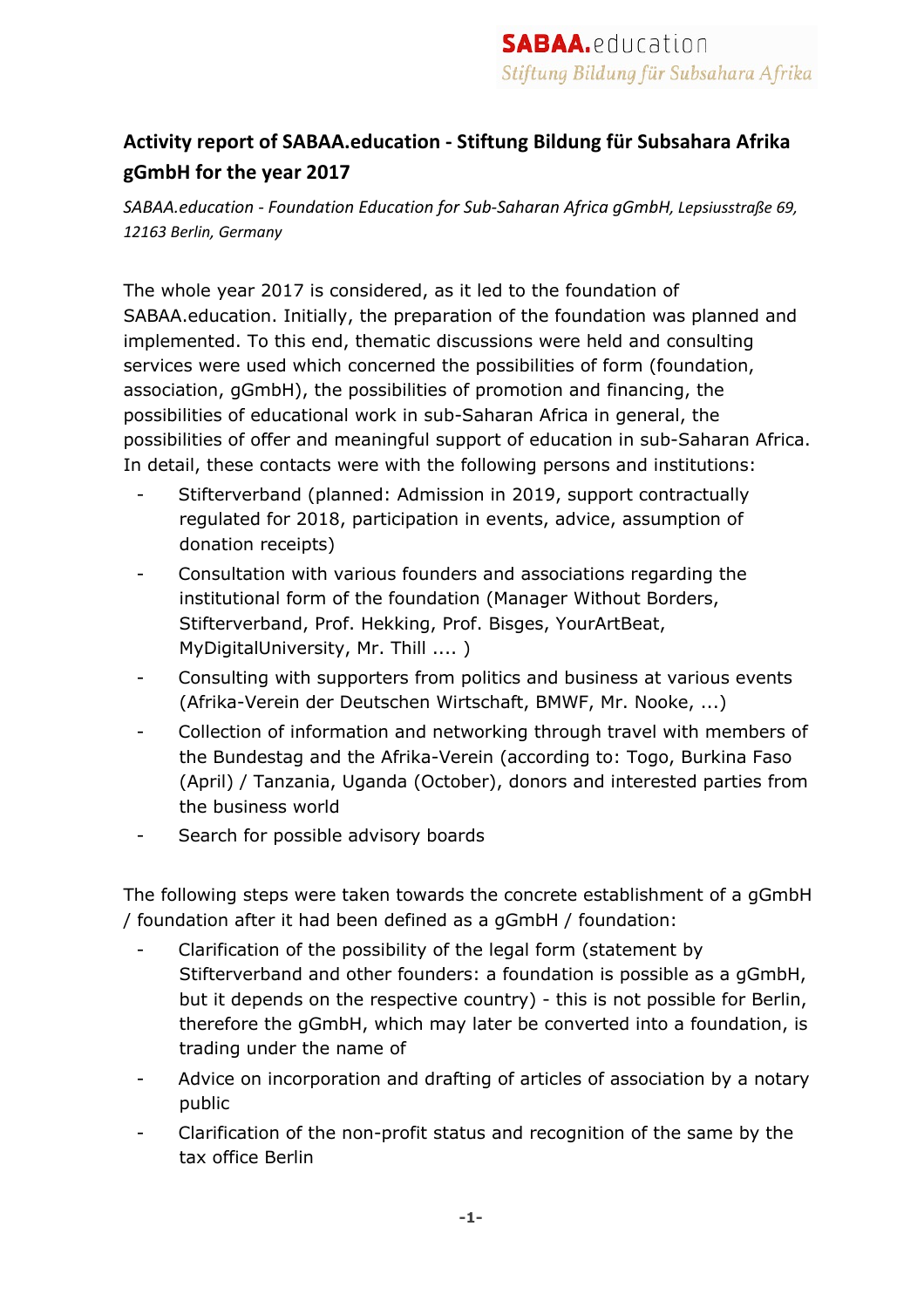# Activity report of SABAA.education - Stiftung Bildung für Subsahara Afrika gGmbH for the year 2017

*SABAA.education - Foundation Education for Sub-Saharan Africa gGmbH, Lepsiusstraße 69, 12163 Berlin, Germany*

The whole year 2017 is considered, as it led to the foundation of SABAA.education. Initially, the preparation of the foundation was planned and implemented. To this end, thematic discussions were held and consulting services were used which concerned the possibilities of form (foundation, association, gGmbH), the possibilities of promotion and financing, the possibilities of educational work in sub-Saharan Africa in general, the possibilities of offer and meaningful support of education in sub-Saharan Africa. In detail, these contacts were with the following persons and institutions:

- Stifterverband (planned: Admission in 2019, support contractually regulated for 2018, participation in events, advice, assumption of donation receipts)
- Consultation with various founders and associations regarding the institutional form of the foundation (Manager Without Borders, Stifterverband, Prof. Hekking, Prof. Bisges, YourArtBeat, MyDigitalUniversity, Mr. Thill .... )
- Consulting with supporters from politics and business at various events (Afrika-Verein der Deutschen Wirtschaft, BMWF, Mr. Nooke, ...)
- Collection of information and networking through travel with members of the Bundestag and the Afrika-Verein (according to: Togo, Burkina Faso (April) / Tanzania, Uganda (October), donors and interested parties from the business world
- Search for possible advisory boards

The following steps were taken towards the concrete establishment of a gGmbH / foundation after it had been defined as a gGmbH / foundation:

- Clarification of the possibility of the legal form (statement by Stifterverband and other founders: a foundation is possible as a gGmbH, but it depends on the respective country) - this is not possible for Berlin, therefore the gGmbH, which may later be converted into a foundation, is trading under the name of
- Advice on incorporation and drafting of articles of association by a notary public
- Clarification of the non-profit status and recognition of the same by the tax office Berlin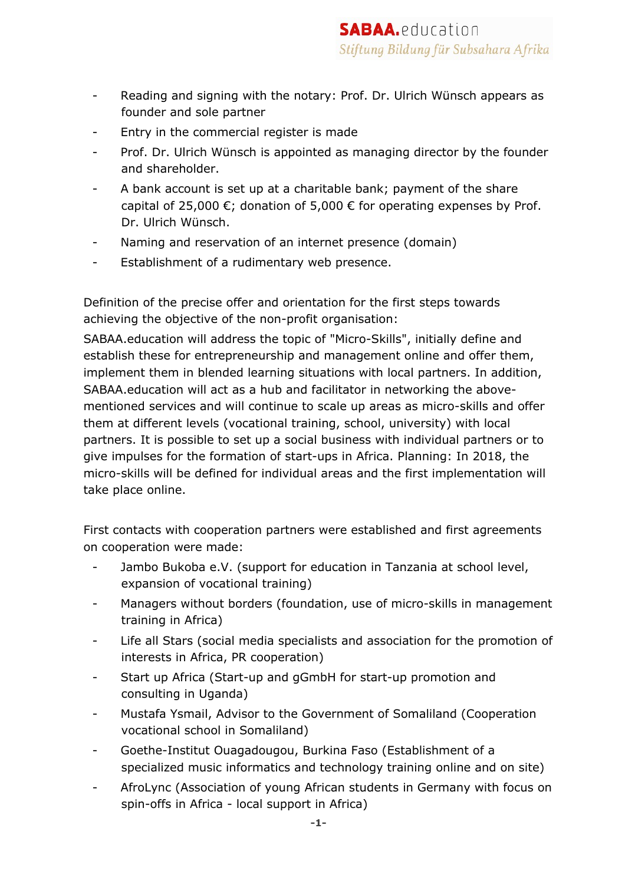- Reading and signing with the notary: Prof. Dr. Ulrich Wünsch appears as founder and sole partner
- Entry in the commercial register is made
- Prof. Dr. Ulrich Wünsch is appointed as managing director by the founder and shareholder.
- A bank account is set up at a charitable bank; payment of the share capital of 25,000 €; donation of 5,000 € for operating expenses by Prof. Dr. Ulrich Wünsch.
- Naming and reservation of an internet presence (domain)
- Establishment of a rudimentary web presence.

Definition of the precise offer and orientation for the first steps towards achieving the objective of the non-profit organisation:

SABAA.education will address the topic of "Micro-Skills", initially define and establish these for entrepreneurship and management online and offer them, implement them in blended learning situations with local partners. In addition, SABAA.education will act as a hub and facilitator in networking the above-mentioned services and will continue to scale up areas as micro-skills and offer them at different levels (vocational training, school, university) with local partners. It is possible to set up a social business with individual partners or to give impulses for the formation of start-ups in Africa. Planning: In 2018, the micro-skills will be defined for individual areas and the first implementation will take place online.

First contacts with cooperation partners were established and first agreements on cooperation were made:

- Jambo Bukoba e.V. (support for education in Tanzania at school level, expansion of vocational training)
- Managers without borders (foundation, use of micro-skills in management training in Africa)
- Life all Stars (social media specialists and association for the promotion of interests in Africa, PR cooperation)
- Start up Africa (Start-up and gGmbH for start-up promotion and consulting in Uganda)
- Mustafa Ysmail, Advisor to the Government of Somaliland (Cooperation vocational school in Somaliland)
- Goethe-Institut Ouagadougou, Burkina Faso (Establishment of a specialized music informatics and technology training online and on site)
- AfroLync (Association of young African students in Germany with focus on spin-offs in Africa - local support in Africa)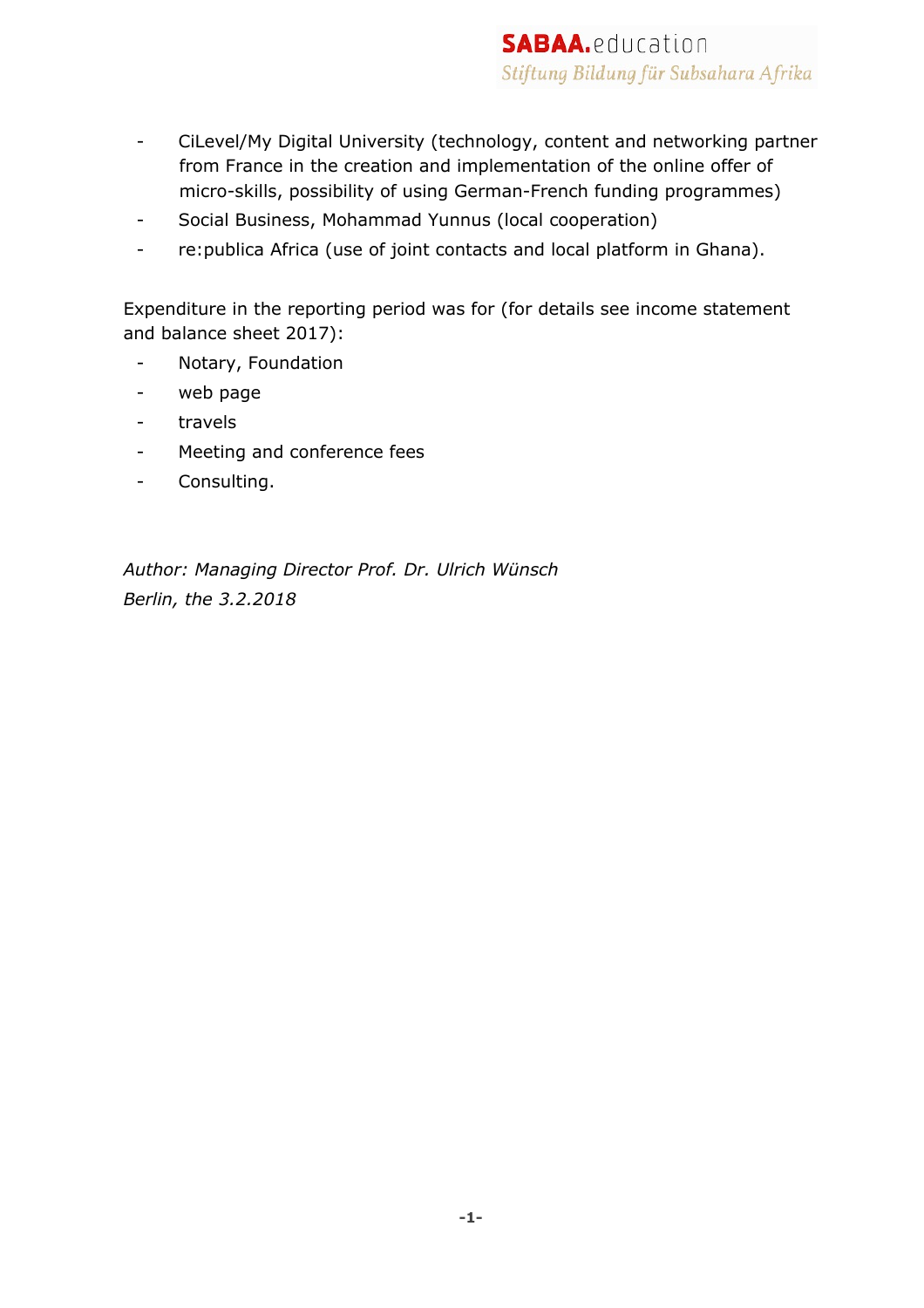- CiLevel/My Digital University (technology, content and networking partner from France in the creation and implementation of the online offer of micro-skills, possibility of using German-French funding programmes)
- Social Business, Mohammad Yunnus (local cooperation)
- re:publica Africa (use of joint contacts and local platform in Ghana).

Expenditure in the reporting period was for (for details see income statement and balance sheet 2017):

- Notary, Foundation
- web page
- travels
- Meeting and conference fees
- Consulting.

*Author: Managing Director Prof. Dr. Ulrich Wünsch*
*Berlin, the 3.2.2018*